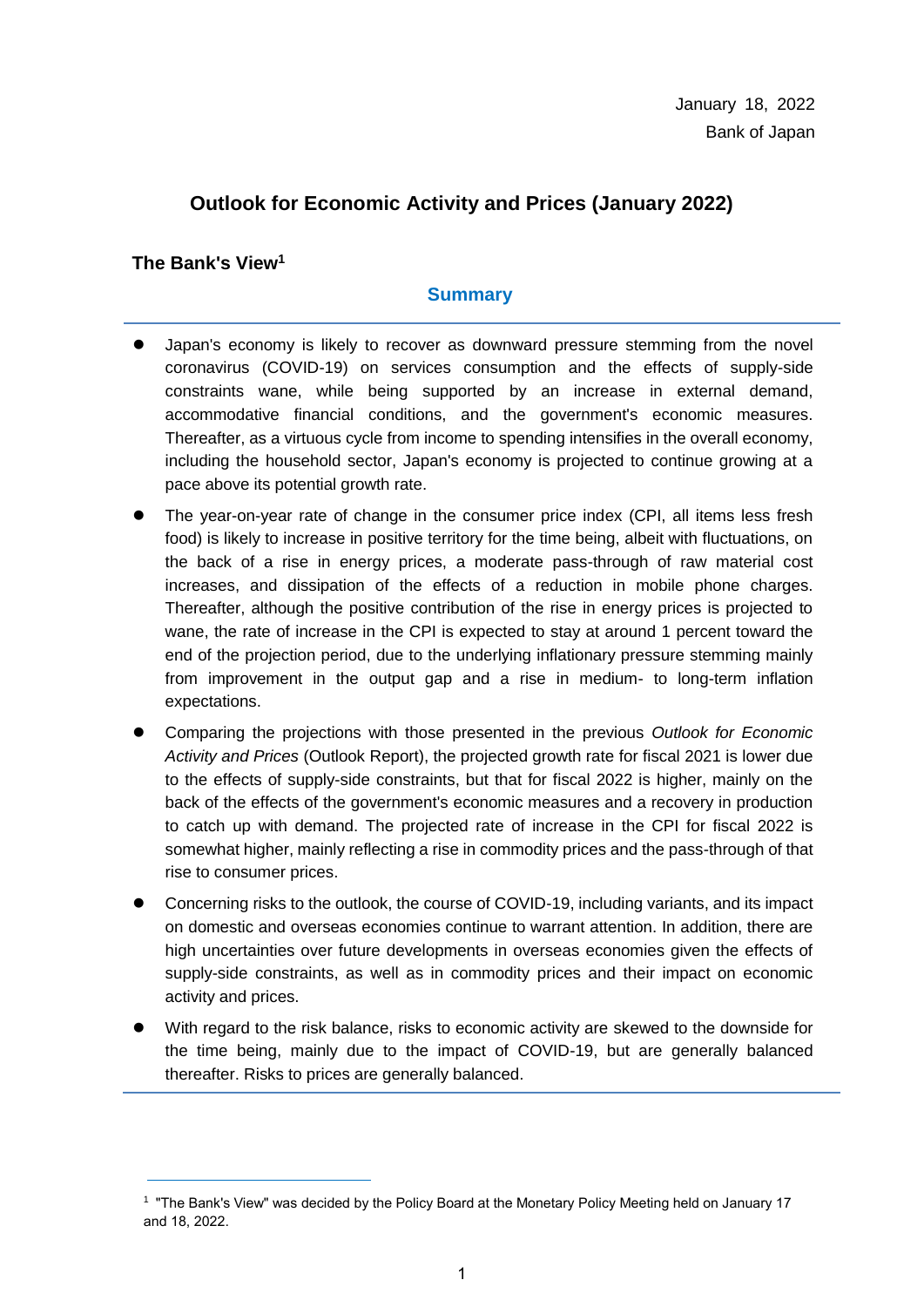January 18, 2022

Bank of Japan

# Outlook for Economic Activity and Prices (January 2022)

## The Bank's View[1]

### Summary

- Japan's economy is likely to recover as downward pressure stemming from the novel coronavirus (COVID-19) on services consumption and the effects of supply-side constraints wane, while being supported by an increase in external demand, accommodative financial conditions, and the government's economic measures. Thereafter, as a virtuous cycle from income to spending intensifies in the overall economy, including the household sector, Japan's economy is projected to continue growing at a pace above its potential growth rate.
- The year-on-year rate of change in the consumer price index (CPI, all items less fresh food) is likely to increase in positive territory for the time being, albeit with fluctuations, on the back of a rise in energy prices, a moderate pass-through of raw material cost increases, and dissipation of the effects of a reduction in mobile phone charges. Thereafter, although the positive contribution of the rise in energy prices is projected to wane, the rate of increase in the CPI is expected to stay at around 1 percent toward the end of the projection period, due to the underlying inflationary pressure stemming mainly from improvement in the output gap and a rise in medium- to long-term inflation expectations.
- Comparing the projections with those presented in the previous *Outlook for Economic Activity and Prices* (Outlook Report), the projected growth rate for fiscal 2021 is lower due to the effects of supply-side constraints, but that for fiscal 2022 is higher, mainly on the back of the effects of the government's economic measures and a recovery in production to catch up with demand. The projected rate of increase in the CPI for fiscal 2022 is somewhat higher, mainly reflecting a rise in commodity prices and the pass-through of that rise to consumer prices.
- Concerning risks to the outlook, the course of COVID-19, including variants, and its impact on domestic and overseas economies continue to warrant attention. In addition, there are high uncertainties over future developments in overseas economies given the effects of supply-side constraints, as well as in commodity prices and their impact on economic activity and prices.
- With regard to the risk balance, risks to economic activity are skewed to the downside for the time being, mainly due to the impact of COVID-19, but are generally balanced thereafter. Risks to prices are generally balanced.

---

[1] "The Bank's View" was decided by the Policy Board at the Monetary Policy Meeting held on January 17 and 18, 2022.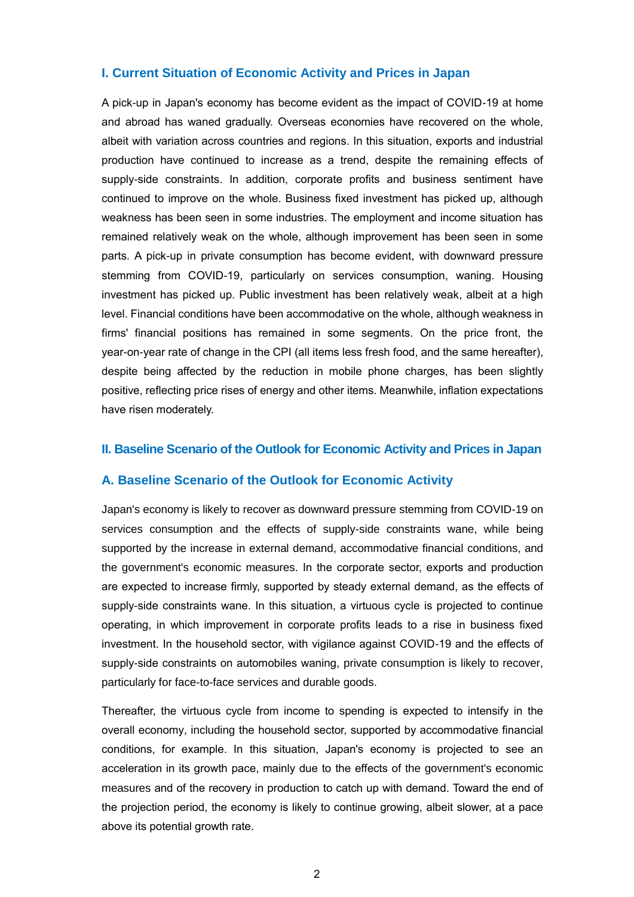## I. Current Situation of Economic Activity and Prices in Japan

A pick-up in Japan's economy has become evident as the impact of COVID-19 at home and abroad has waned gradually. Overseas economies have recovered on the whole, albeit with variation across countries and regions. In this situation, exports and industrial production have continued to increase as a trend, despite the remaining effects of supply-side constraints. In addition, corporate profits and business sentiment have continued to improve on the whole. Business fixed investment has picked up, although weakness has been seen in some industries. The employment and income situation has remained relatively weak on the whole, although improvement has been seen in some parts. A pick-up in private consumption has become evident, with downward pressure stemming from COVID-19, particularly on services consumption, waning. Housing investment has picked up. Public investment has been relatively weak, albeit at a high level. Financial conditions have been accommodative on the whole, although weakness in firms' financial positions has remained in some segments. On the price front, the year-on-year rate of change in the CPI (all items less fresh food, and the same hereafter), despite being affected by the reduction in mobile phone charges, has been slightly positive, reflecting price rises of energy and other items. Meanwhile, inflation expectations have risen moderately.

## II. Baseline Scenario of the Outlook for Economic Activity and Prices in Japan

### A. Baseline Scenario of the Outlook for Economic Activity

Japan's economy is likely to recover as downward pressure stemming from COVID-19 on services consumption and the effects of supply-side constraints wane, while being supported by the increase in external demand, accommodative financial conditions, and the government's economic measures. In the corporate sector, exports and production are expected to increase firmly, supported by steady external demand, as the effects of supply-side constraints wane. In this situation, a virtuous cycle is projected to continue operating, in which improvement in corporate profits leads to a rise in business fixed investment. In the household sector, with vigilance against COVID-19 and the effects of supply-side constraints on automobiles waning, private consumption is likely to recover, particularly for face-to-face services and durable goods.

Thereafter, the virtuous cycle from income to spending is expected to intensify in the overall economy, including the household sector, supported by accommodative financial conditions, for example. In this situation, Japan's economy is projected to see an acceleration in its growth pace, mainly due to the effects of the government's economic measures and of the recovery in production to catch up with demand. Toward the end of the projection period, the economy is likely to continue growing, albeit slower, at a pace above its potential growth rate.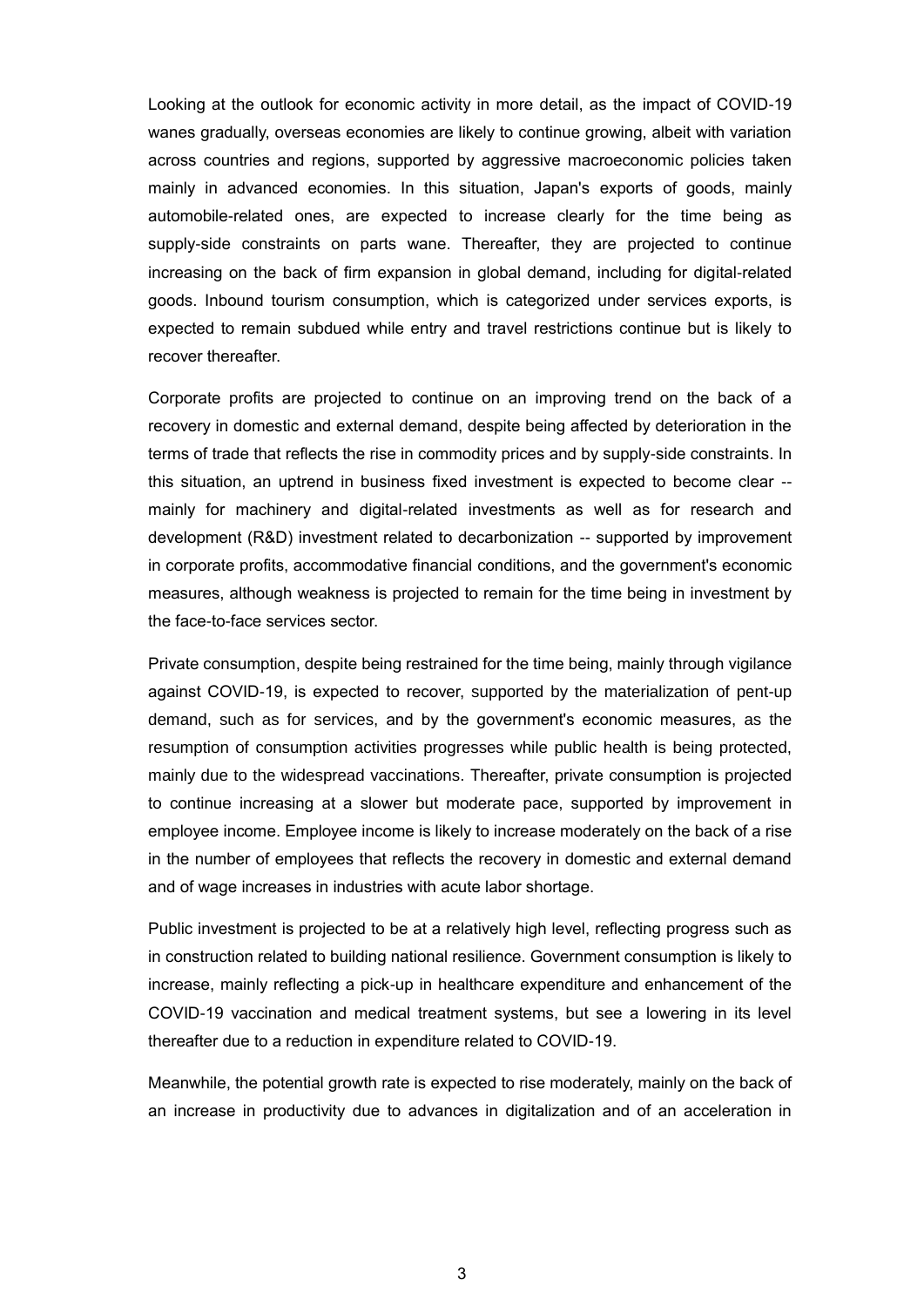Looking at the outlook for economic activity in more detail, as the impact of COVID-19 wanes gradually, overseas economies are likely to continue growing, albeit with variation across countries and regions, supported by aggressive macroeconomic policies taken mainly in advanced economies. In this situation, Japan's exports of goods, mainly automobile-related ones, are expected to increase clearly for the time being as supply-side constraints on parts wane. Thereafter, they are projected to continue increasing on the back of firm expansion in global demand, including for digital-related goods. Inbound tourism consumption, which is categorized under services exports, is expected to remain subdued while entry and travel restrictions continue but is likely to recover thereafter.

Corporate profits are projected to continue on an improving trend on the back of a recovery in domestic and external demand, despite being affected by deterioration in the terms of trade that reflects the rise in commodity prices and by supply-side constraints. In this situation, an uptrend in business fixed investment is expected to become clear -- mainly for machinery and digital-related investments as well as for research and development (R&D) investment related to decarbonization -- supported by improvement in corporate profits, accommodative financial conditions, and the government's economic measures, although weakness is projected to remain for the time being in investment by the face-to-face services sector.

Private consumption, despite being restrained for the time being, mainly through vigilance against COVID-19, is expected to recover, supported by the materialization of pent-up demand, such as for services, and by the government's economic measures, as the resumption of consumption activities progresses while public health is being protected, mainly due to the widespread vaccinations. Thereafter, private consumption is projected to continue increasing at a slower but moderate pace, supported by improvement in employee income. Employee income is likely to increase moderately on the back of a rise in the number of employees that reflects the recovery in domestic and external demand and of wage increases in industries with acute labor shortage.

Public investment is projected to be at a relatively high level, reflecting progress such as in construction related to building national resilience. Government consumption is likely to increase, mainly reflecting a pick-up in healthcare expenditure and enhancement of the COVID-19 vaccination and medical treatment systems, but see a lowering in its level thereafter due to a reduction in expenditure related to COVID-19.

Meanwhile, the potential growth rate is expected to rise moderately, mainly on the back of an increase in productivity due to advances in digitalization and of an acceleration in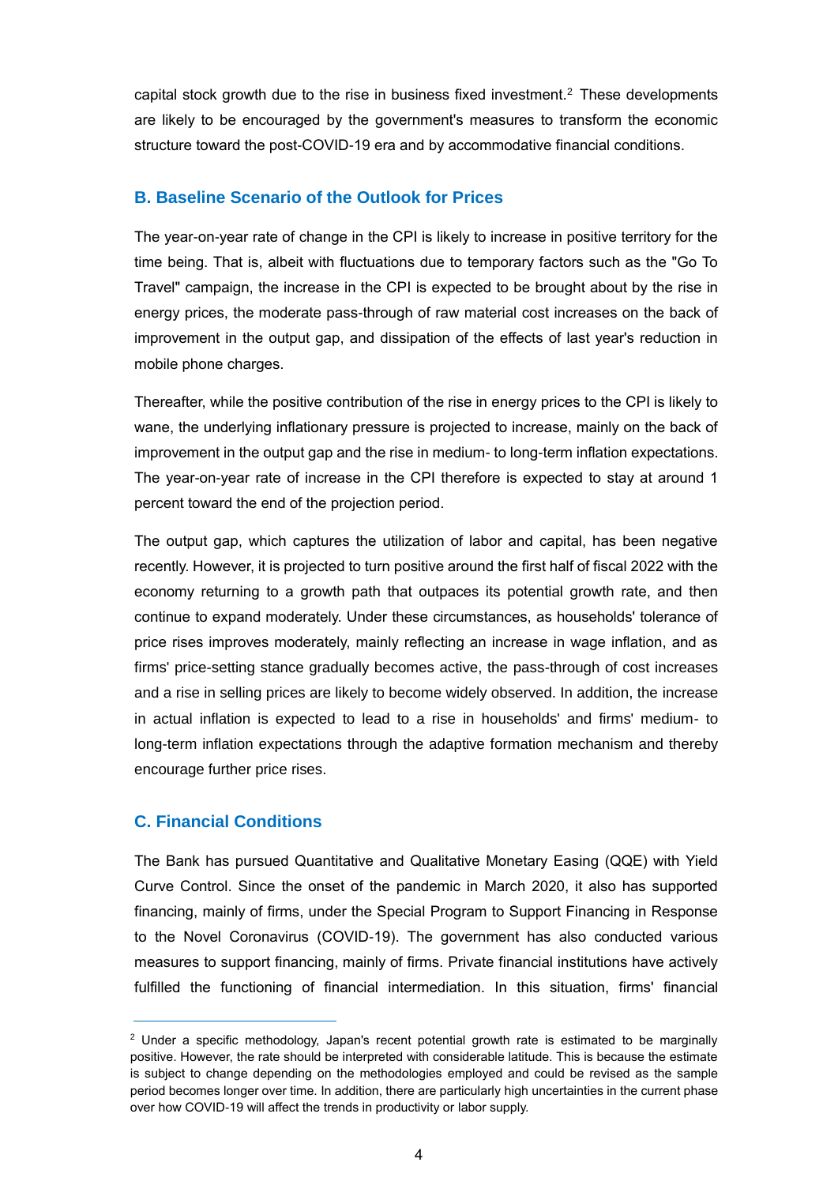capital stock growth due to the rise in business fixed investment.[2] These developments are likely to be encouraged by the government's measures to transform the economic structure toward the post-COVID-19 era and by accommodative financial conditions.

### B. Baseline Scenario of the Outlook for Prices

The year-on-year rate of change in the CPI is likely to increase in positive territory for the time being. That is, albeit with fluctuations due to temporary factors such as the "Go To Travel" campaign, the increase in the CPI is expected to be brought about by the rise in energy prices, the moderate pass-through of raw material cost increases on the back of improvement in the output gap, and dissipation of the effects of last year's reduction in mobile phone charges.

Thereafter, while the positive contribution of the rise in energy prices to the CPI is likely to wane, the underlying inflationary pressure is projected to increase, mainly on the back of improvement in the output gap and the rise in medium- to long-term inflation expectations. The year-on-year rate of increase in the CPI therefore is expected to stay at around 1 percent toward the end of the projection period.

The output gap, which captures the utilization of labor and capital, has been negative recently. However, it is projected to turn positive around the first half of fiscal 2022 with the economy returning to a growth path that outpaces its potential growth rate, and then continue to expand moderately. Under these circumstances, as households' tolerance of price rises improves moderately, mainly reflecting an increase in wage inflation, and as firms' price-setting stance gradually becomes active, the pass-through of cost increases and a rise in selling prices are likely to become widely observed. In addition, the increase in actual inflation is expected to lead to a rise in households' and firms' medium- to long-term inflation expectations through the adaptive formation mechanism and thereby encourage further price rises.

### C. Financial Conditions

The Bank has pursued Quantitative and Qualitative Monetary Easing (QQE) with Yield Curve Control. Since the onset of the pandemic in March 2020, it also has supported financing, mainly of firms, under the Special Program to Support Financing in Response to the Novel Coronavirus (COVID-19). The government has also conducted various measures to support financing, mainly of firms. Private financial institutions have actively fulfilled the functioning of financial intermediation. In this situation, firms' financial

---

[2] Under a specific methodology, Japan's recent potential growth rate is estimated to be marginally positive. However, the rate should be interpreted with considerable latitude. This is because the estimate is subject to change depending on the methodologies employed and could be revised as the sample period becomes longer over time. In addition, there are particularly high uncertainties in the current phase over how COVID-19 will affect the trends in productivity or labor supply.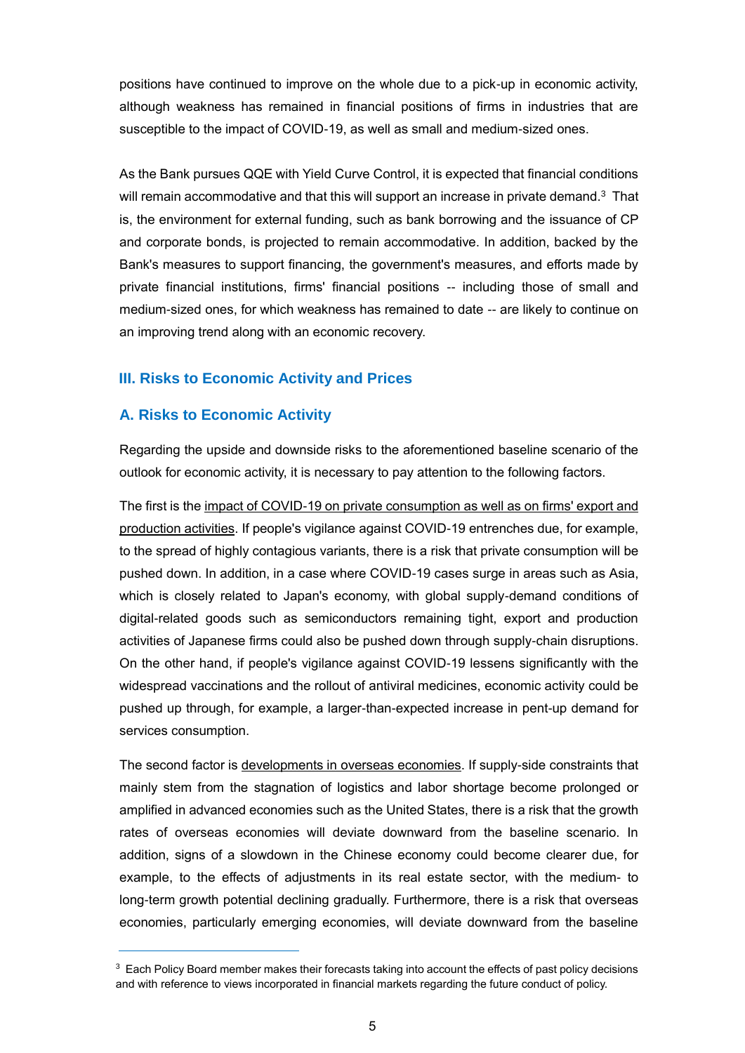positions have continued to improve on the whole due to a pick-up in economic activity, although weakness has remained in financial positions of firms in industries that are susceptible to the impact of COVID-19, as well as small and medium-sized ones.

As the Bank pursues QQE with Yield Curve Control, it is expected that financial conditions will remain accommodative and that this will support an increase in private demand.[3] That is, the environment for external funding, such as bank borrowing and the issuance of CP and corporate bonds, is projected to remain accommodative. In addition, backed by the Bank's measures to support financing, the government's measures, and efforts made by private financial institutions, firms' financial positions -- including those of small and medium-sized ones, for which weakness has remained to date -- are likely to continue on an improving trend along with an economic recovery.

## III. Risks to Economic Activity and Prices

### A. Risks to Economic Activity

Regarding the upside and downside risks to the aforementioned baseline scenario of the outlook for economic activity, it is necessary to pay attention to the following factors.

The first is the impact of COVID-19 on private consumption as well as on firms' export and production activities. If people's vigilance against COVID-19 entrenches due, for example, to the spread of highly contagious variants, there is a risk that private consumption will be pushed down. In addition, in a case where COVID-19 cases surge in areas such as Asia, which is closely related to Japan's economy, with global supply-demand conditions of digital-related goods such as semiconductors remaining tight, export and production activities of Japanese firms could also be pushed down through supply-chain disruptions. On the other hand, if people's vigilance against COVID-19 lessens significantly with the widespread vaccinations and the rollout of antiviral medicines, economic activity could be pushed up through, for example, a larger-than-expected increase in pent-up demand for services consumption.

The second factor is developments in overseas economies. If supply-side constraints that mainly stem from the stagnation of logistics and labor shortage become prolonged or amplified in advanced economies such as the United States, there is a risk that the growth rates of overseas economies will deviate downward from the baseline scenario. In addition, signs of a slowdown in the Chinese economy could become clearer due, for example, to the effects of adjustments in its real estate sector, with the medium- to long-term growth potential declining gradually. Furthermore, there is a risk that overseas economies, particularly emerging economies, will deviate downward from the baseline

---

[3] Each Policy Board member makes their forecasts taking into account the effects of past policy decisions and with reference to views incorporated in financial markets regarding the future conduct of policy.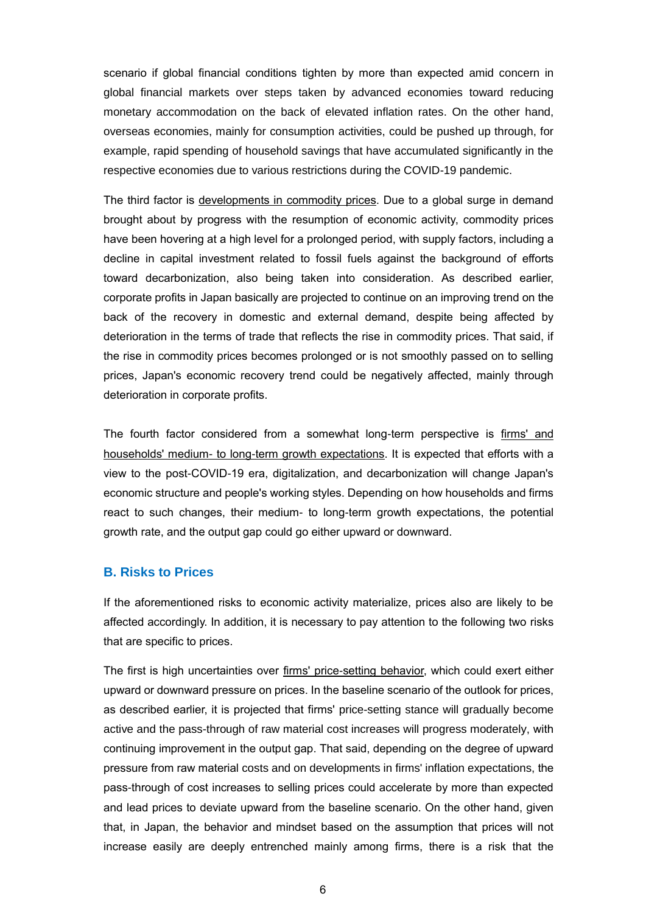scenario if global financial conditions tighten by more than expected amid concern in global financial markets over steps taken by advanced economies toward reducing monetary accommodation on the back of elevated inflation rates. On the other hand, overseas economies, mainly for consumption activities, could be pushed up through, for example, rapid spending of household savings that have accumulated significantly in the respective economies due to various restrictions during the COVID-19 pandemic.

The third factor is developments in commodity prices. Due to a global surge in demand brought about by progress with the resumption of economic activity, commodity prices have been hovering at a high level for a prolonged period, with supply factors, including a decline in capital investment related to fossil fuels against the background of efforts toward decarbonization, also being taken into consideration. As described earlier, corporate profits in Japan basically are projected to continue on an improving trend on the back of the recovery in domestic and external demand, despite being affected by deterioration in the terms of trade that reflects the rise in commodity prices. That said, if the rise in commodity prices becomes prolonged or is not smoothly passed on to selling prices, Japan's economic recovery trend could be negatively affected, mainly through deterioration in corporate profits.

The fourth factor considered from a somewhat long-term perspective is firms' and households' medium- to long-term growth expectations. It is expected that efforts with a view to the post-COVID-19 era, digitalization, and decarbonization will change Japan's economic structure and people's working styles. Depending on how households and firms react to such changes, their medium- to long-term growth expectations, the potential growth rate, and the output gap could go either upward or downward.

### B. Risks to Prices

If the aforementioned risks to economic activity materialize, prices also are likely to be affected accordingly. In addition, it is necessary to pay attention to the following two risks that are specific to prices.

The first is high uncertainties over firms' price-setting behavior, which could exert either upward or downward pressure on prices. In the baseline scenario of the outlook for prices, as described earlier, it is projected that firms' price-setting stance will gradually become active and the pass-through of raw material cost increases will progress moderately, with continuing improvement in the output gap. That said, depending on the degree of upward pressure from raw material costs and on developments in firms' inflation expectations, the pass-through of cost increases to selling prices could accelerate by more than expected and lead prices to deviate upward from the baseline scenario. On the other hand, given that, in Japan, the behavior and mindset based on the assumption that prices will not increase easily are deeply entrenched mainly among firms, there is a risk that the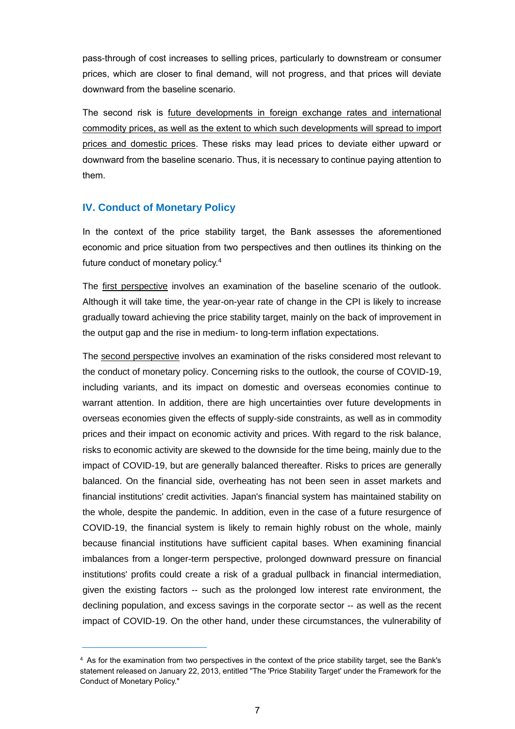pass-through of cost increases to selling prices, particularly to downstream or consumer prices, which are closer to final demand, will not progress, and that prices will deviate downward from the baseline scenario.

The second risk is <u>future developments in foreign exchange rates and international commodity prices, as well as the extent to which such developments will spread to import prices and domestic prices</u>. These risks may lead prices to deviate either upward or downward from the baseline scenario. Thus, it is necessary to continue paying attention to them.

## IV. Conduct of Monetary Policy

In the context of the price stability target, the Bank assesses the aforementioned economic and price situation from two perspectives and then outlines its thinking on the future conduct of monetary policy.[4]

The <u>first perspective</u> involves an examination of the baseline scenario of the outlook. Although it will take time, the year-on-year rate of change in the CPI is likely to increase gradually toward achieving the price stability target, mainly on the back of improvement in the output gap and the rise in medium- to long-term inflation expectations.

The <u>second perspective</u> involves an examination of the risks considered most relevant to the conduct of monetary policy. Concerning risks to the outlook, the course of COVID-19, including variants, and its impact on domestic and overseas economies continue to warrant attention. In addition, there are high uncertainties over future developments in overseas economies given the effects of supply-side constraints, as well as in commodity prices and their impact on economic activity and prices. With regard to the risk balance, risks to economic activity are skewed to the downside for the time being, mainly due to the impact of COVID-19, but are generally balanced thereafter. Risks to prices are generally balanced. On the financial side, overheating has not been seen in asset markets and financial institutions' credit activities. Japan's financial system has maintained stability on the whole, despite the pandemic. In addition, even in the case of a future resurgence of COVID-19, the financial system is likely to remain highly robust on the whole, mainly because financial institutions have sufficient capital bases. When examining financial imbalances from a longer-term perspective, prolonged downward pressure on financial institutions' profits could create a risk of a gradual pullback in financial intermediation, given the existing factors -- such as the prolonged low interest rate environment, the declining population, and excess savings in the corporate sector -- as well as the recent impact of COVID-19. On the other hand, under these circumstances, the vulnerability of

[4] As for the examination from two perspectives in the context of the price stability target, see the Bank's statement released on January 22, 2013, entitled "The 'Price Stability Target' under the Framework for the Conduct of Monetary Policy."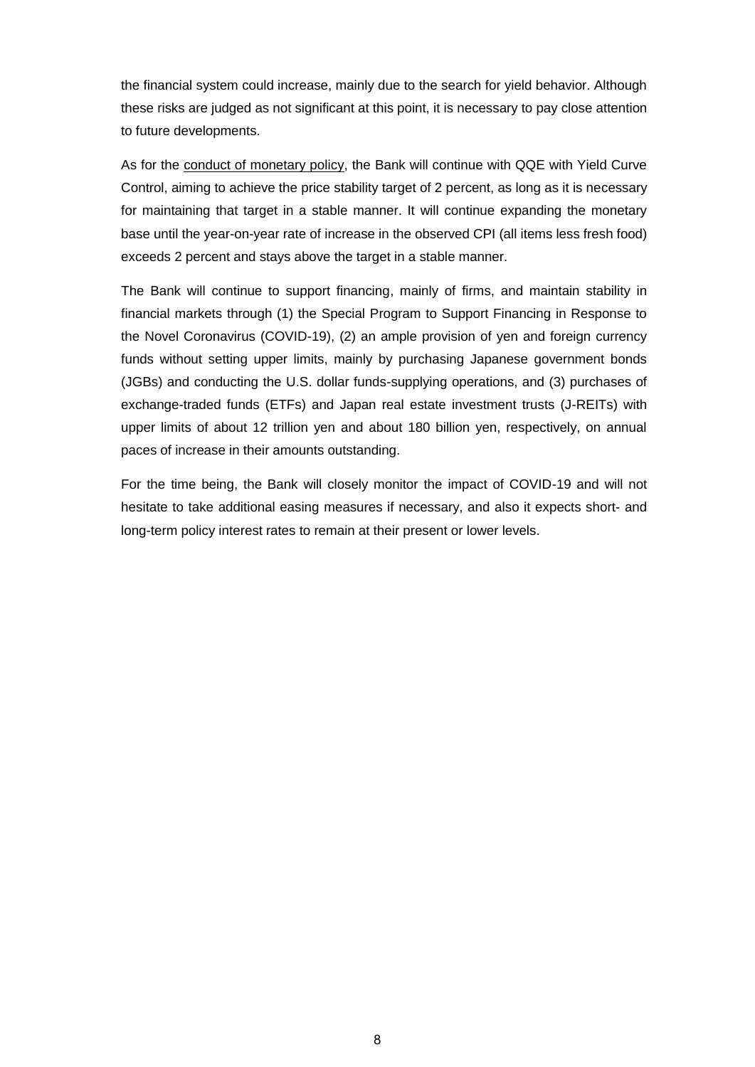the financial system could increase, mainly due to the search for yield behavior. Although these risks are judged as not significant at this point, it is necessary to pay close attention to future developments.

As for the conduct of monetary policy, the Bank will continue with QQE with Yield Curve Control, aiming to achieve the price stability target of 2 percent, as long as it is necessary for maintaining that target in a stable manner. It will continue expanding the monetary base until the year-on-year rate of increase in the observed CPI (all items less fresh food) exceeds 2 percent and stays above the target in a stable manner.

The Bank will continue to support financing, mainly of firms, and maintain stability in financial markets through (1) the Special Program to Support Financing in Response to the Novel Coronavirus (COVID-19), (2) an ample provision of yen and foreign currency funds without setting upper limits, mainly by purchasing Japanese government bonds (JGBs) and conducting the U.S. dollar funds-supplying operations, and (3) purchases of exchange-traded funds (ETFs) and Japan real estate investment trusts (J-REITs) with upper limits of about 12 trillion yen and about 180 billion yen, respectively, on annual paces of increase in their amounts outstanding.

For the time being, the Bank will closely monitor the impact of COVID-19 and will not hesitate to take additional easing measures if necessary, and also it expects short- and long-term policy interest rates to remain at their present or lower levels.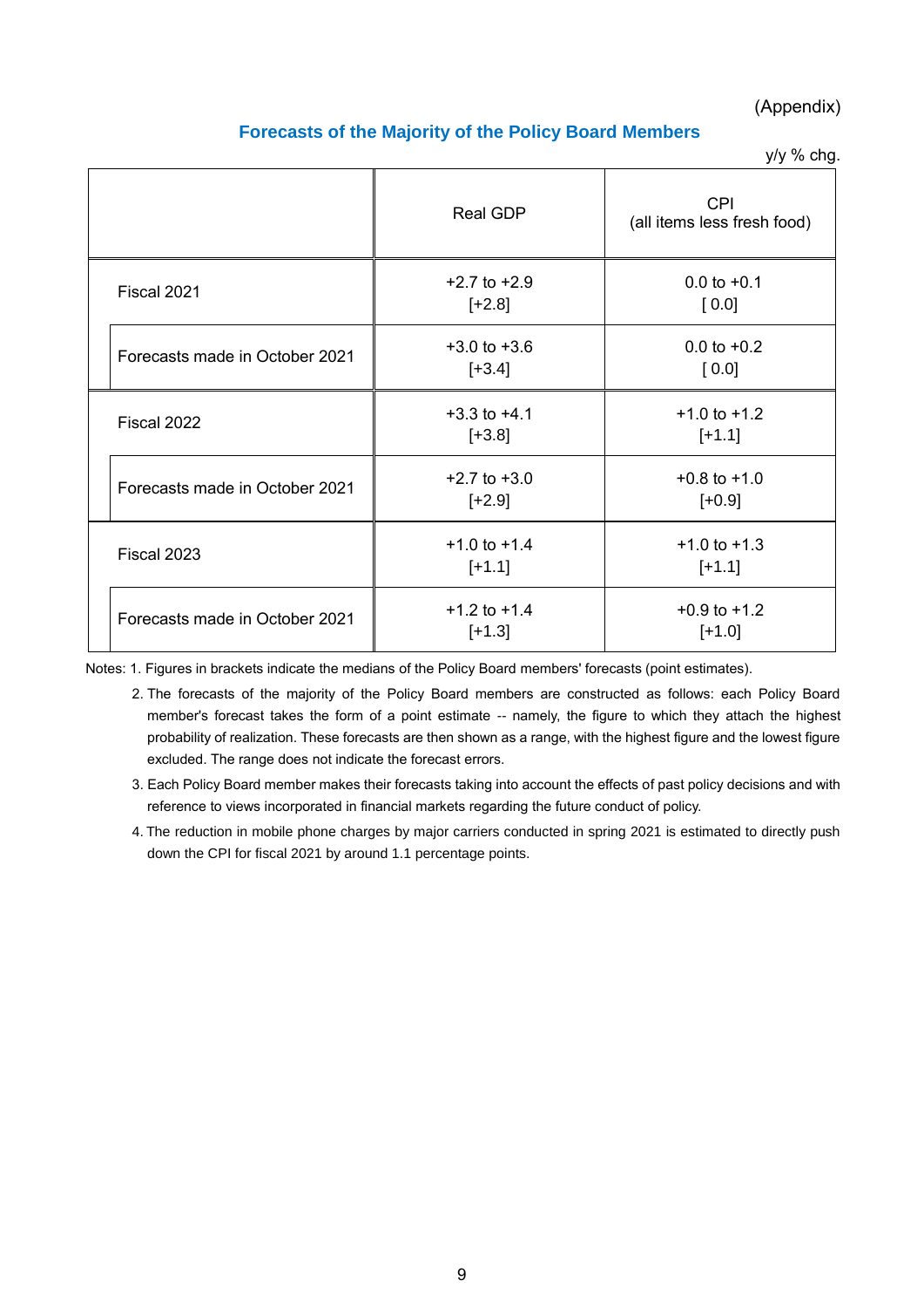(Appendix)

## Forecasts of the Majority of the Policy Board Members

y/y % chg.

| | Real GDP | CPI (all items less fresh food) |
|---|---|---|
| Fiscal 2021 | +2.7 to +2.9 [+2.8] | 0.0 to +0.1 [ 0.0] |
| Forecasts made in October 2021 | +3.0 to +3.6 [+3.4] | 0.0 to +0.2 [ 0.0] |
| Fiscal 2022 | +3.3 to +4.1 [+3.8] | +1.0 to +1.2 [+1.1] |
| Forecasts made in October 2021 | +2.7 to +3.0 [+2.9] | +0.8 to +1.0 [+0.9] |
| Fiscal 2023 | +1.0 to +1.4 [+1.1] | +1.0 to +1.3 [+1.1] |
| Forecasts made in October 2021 | +1.2 to +1.4 [+1.3] | +0.9 to +1.2 [+1.0] |

Notes: 1. Figures in brackets indicate the medians of the Policy Board members' forecasts (point estimates).

2. The forecasts of the majority of the Policy Board members are constructed as follows: each Policy Board member's forecast takes the form of a point estimate -- namely, the figure to which they attach the highest probability of realization. These forecasts are then shown as a range, with the highest figure and the lowest figure excluded. The range does not indicate the forecast errors.

3. Each Policy Board member makes their forecasts taking into account the effects of past policy decisions and with reference to views incorporated in financial markets regarding the future conduct of policy.

4. The reduction in mobile phone charges by major carriers conducted in spring 2021 is estimated to directly push down the CPI for fiscal 2021 by around 1.1 percentage points.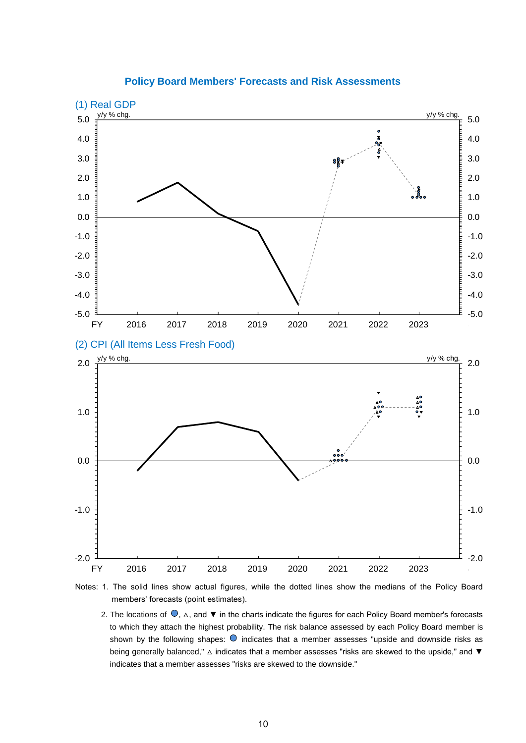## Policy Board Members' Forecasts and Risk Assessments

### (1) Real GDP

y/y % chg.

y/y % chg.

5.0
4.0
3.0
2.0
1.0
0.0
-1.0
-2.0
-3.0
-4.0
-5.0

FY 2016 2017 2018 2019 2020 2021 2022 2023

### (2) CPI (All Items Less Fresh Food)

y/y % chg.

y/y % chg.

2.0
1.0
0.0
-1.0
-2.0

FY 2016 2017 2018 2019 2020 2021 2022 2023

Notes: 1. The solid lines show actual figures, while the dotted lines show the medians of the Policy Board members' forecasts (point estimates).

2. The locations of ●, △, and ▼ in the charts indicate the figures for each Policy Board member's forecasts to which they attach the highest probability. The risk balance assessed by each Policy Board member is shown by the following shapes: ● indicates that a member assesses "upside and downside risks as being generally balanced," △ indicates that a member assesses "risks are skewed to the upside," and ▼ indicates that a member assesses "risks are skewed to the downside."